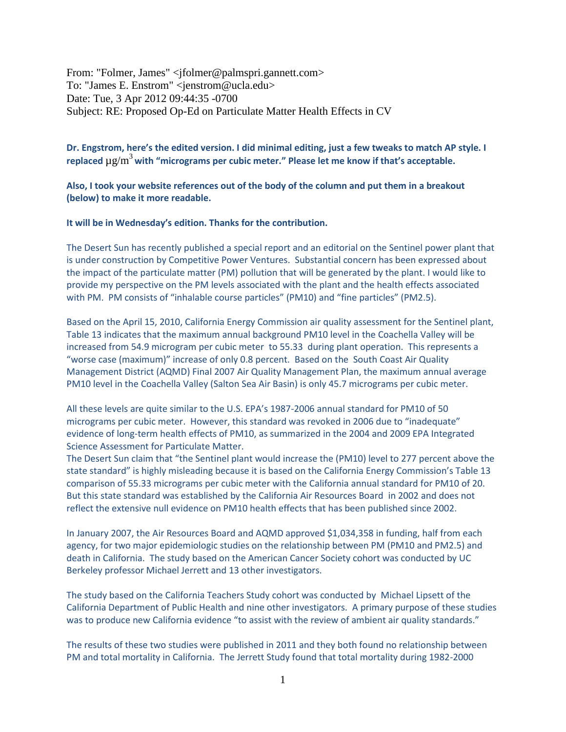From: "Folmer, James" <jfolmer@palmspri.gannett.com>
To: "James E. Enstrom" <jenstrom@ucla.edu>
Date: Tue, 3 Apr 2012 09:44:35 -0700
Subject: RE: Proposed Op-Ed on Particulate Matter Health Effects in CV

**Dr. Engstrom, here's the edited version. I did minimal editing, just a few tweaks to match AP style. I replaced µg/m$^3$ with "micrograms per cubic meter." Please let me know if that's acceptable.**

**Also, I took your website references out of the body of the column and put them in a breakout (below) to make it more readable.**

**It will be in Wednesday's edition. Thanks for the contribution.**

The Desert Sun has recently published a special report and an editorial on the Sentinel power plant that is under construction by Competitive Power Ventures. Substantial concern has been expressed about the impact of the particulate matter (PM) pollution that will be generated by the plant. I would like to provide my perspective on the PM levels associated with the plant and the health effects associated with PM. PM consists of "inhalable course particles" (PM10) and "fine particles" (PM2.5).

Based on the April 15, 2010, California Energy Commission air quality assessment for the Sentinel plant, Table 13 indicates that the maximum annual background PM10 level in the Coachella Valley will be increased from 54.9 microgram per cubic meter to 55.33 during plant operation. This represents a "worse case (maximum)" increase of only 0.8 percent. Based on the South Coast Air Quality Management District (AQMD) Final 2007 Air Quality Management Plan, the maximum annual average PM10 level in the Coachella Valley (Salton Sea Air Basin) is only 45.7 micrograms per cubic meter.

All these levels are quite similar to the U.S. EPA's 1987-2006 annual standard for PM10 of 50 micrograms per cubic meter. However, this standard was revoked in 2006 due to "inadequate" evidence of long-term health effects of PM10, as summarized in the 2004 and 2009 EPA Integrated Science Assessment for Particulate Matter.
The Desert Sun claim that "the Sentinel plant would increase the (PM10) level to 277 percent above the state standard" is highly misleading because it is based on the California Energy Commission's Table 13 comparison of 55.33 micrograms per cubic meter with the California annual standard for PM10 of 20. But this state standard was established by the California Air Resources Board in 2002 and does not reflect the extensive null evidence on PM10 health effects that has been published since 2002.

In January 2007, the Air Resources Board and AQMD approved $1,034,358 in funding, half from each agency, for two major epidemiologic studies on the relationship between PM (PM10 and PM2.5) and death in California. The study based on the American Cancer Society cohort was conducted by UC Berkeley professor Michael Jerrett and 13 other investigators.

The study based on the California Teachers Study cohort was conducted by Michael Lipsett of the California Department of Public Health and nine other investigators. A primary purpose of these studies was to produce new California evidence "to assist with the review of ambient air quality standards."

The results of these two studies were published in 2011 and they both found no relationship between PM and total mortality in California. The Jerrett Study found that total mortality during 1982-2000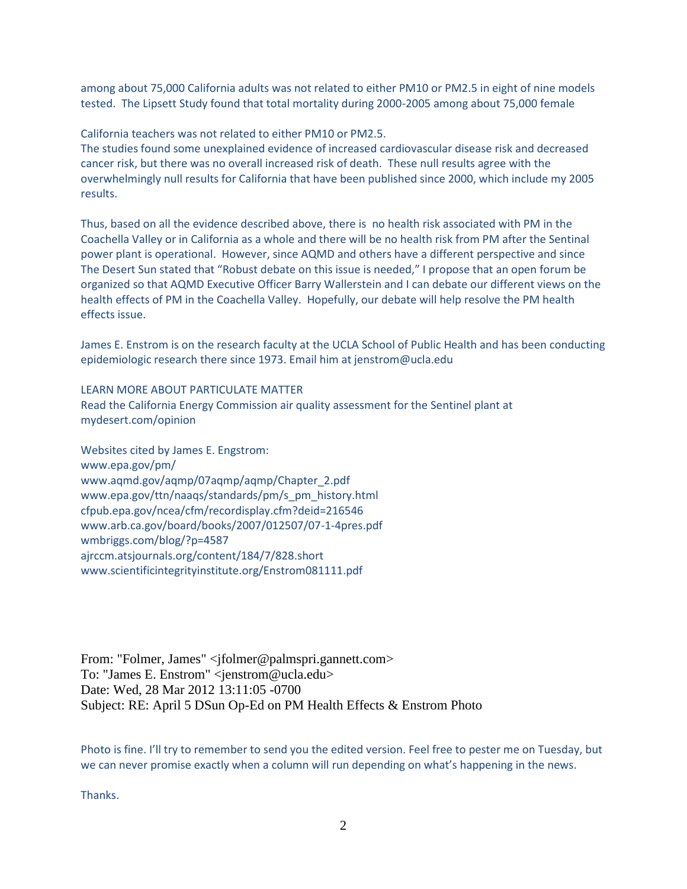among about 75,000 California adults was not related to either PM10 or PM2.5 in eight of nine models tested. The Lipsett Study found that total mortality during 2000-2005 among about 75,000 female

California teachers was not related to either PM10 or PM2.5.
The studies found some unexplained evidence of increased cardiovascular disease risk and decreased cancer risk, but there was no overall increased risk of death. These null results agree with the overwhelmingly null results for California that have been published since 2000, which include my 2005 results.

Thus, based on all the evidence described above, there is no health risk associated with PM in the Coachella Valley or in California as a whole and there will be no health risk from PM after the Sentinal power plant is operational. However, since AQMD and others have a different perspective and since The Desert Sun stated that "Robust debate on this issue is needed," I propose that an open forum be organized so that AQMD Executive Officer Barry Wallerstein and I can debate our different views on the health effects of PM in the Coachella Valley. Hopefully, our debate will help resolve the PM health effects issue.

James E. Enstrom is on the research faculty at the UCLA School of Public Health and has been conducting epidemiologic research there since 1973. Email him at jenstrom@ucla.edu

LEARN MORE ABOUT PARTICULATE MATTER
Read the California Energy Commission air quality assessment for the Sentinel plant at mydesert.com/opinion

Websites cited by James E. Engstrom:
www.epa.gov/pm/
www.aqmd.gov/aqmp/07aqmp/aqmp/Chapter_2.pdf
www.epa.gov/ttn/naaqs/standards/pm/s_pm_history.html
cfpub.epa.gov/ncea/cfm/recordisplay.cfm?deid=216546
www.arb.ca.gov/board/books/2007/012507/07-1-4pres.pdf
wmbriggs.com/blog/?p=4587
ajrccm.atsjournals.org/content/184/7/828.short
www.scientificintegrityinstitute.org/Enstrom081111.pdf

From: "Folmer, James" <jfolmer@palmspri.gannett.com>
To: "James E. Enstrom" <jenstrom@ucla.edu>
Date: Wed, 28 Mar 2012 13:11:05 -0700
Subject: RE: April 5 DSun Op-Ed on PM Health Effects & Enstrom Photo

Photo is fine. I'll try to remember to send you the edited version. Feel free to pester me on Tuesday, but we can never promise exactly when a column will run depending on what's happening in the news.

Thanks.